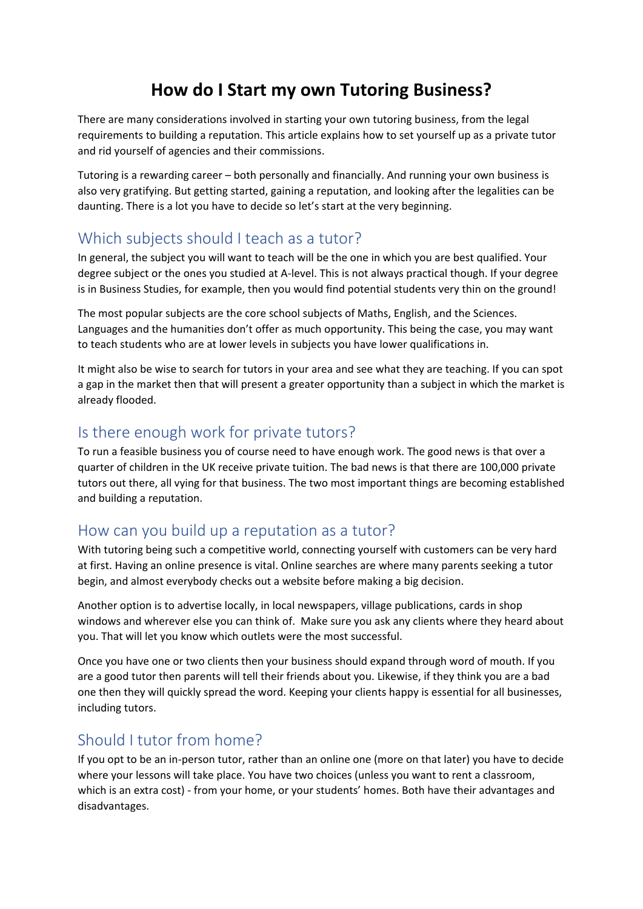# How do I Start my own Tutoring Business?

There are many considerations involved in starting your own tutoring business, from the legal requirements to building a reputation. This article explains how to set yourself up as a private tutor and rid yourself of agencies and their commissions.

Tutoring is a rewarding career – both personally and financially. And running your own business is also very gratifying. But getting started, gaining a reputation, and looking after the legalities can be daunting. There is a lot you have to decide so let's start at the very beginning.

## Which subjects should I teach as a tutor?

In general, the subject you will want to teach will be the one in which you are best qualified. Your degree subject or the ones you studied at A-level. This is not always practical though. If your degree is in Business Studies, for example, then you would find potential students very thin on the ground!

The most popular subjects are the core school subjects of Maths, English, and the Sciences. Languages and the humanities don't offer as much opportunity. This being the case, you may want to teach students who are at lower levels in subjects you have lower qualifications in.

It might also be wise to search for tutors in your area and see what they are teaching. If you can spot a gap in the market then that will present a greater opportunity than a subject in which the market is already flooded.

## Is there enough work for private tutors?

To run a feasible business you of course need to have enough work. The good news is that over a quarter of children in the UK receive private tuition. The bad news is that there are 100,000 private tutors out there, all vying for that business. The two most important things are becoming established and building a reputation.

## How can you build up a reputation as a tutor?

With tutoring being such a competitive world, connecting yourself with customers can be very hard at first. Having an online presence is vital. Online searches are where many parents seeking a tutor begin, and almost everybody checks out a website before making a big decision.

Another option is to advertise locally, in local newspapers, village publications, cards in shop windows and wherever else you can think of. Make sure you ask any clients where they heard about you. That will let you know which outlets were the most successful.

Once you have one or two clients then your business should expand through word of mouth. If you are a good tutor then parents will tell their friends about you. Likewise, if they think you are a bad one then they will quickly spread the word. Keeping your clients happy is essential for all businesses, including tutors.

## Should I tutor from home?

If you opt to be an in-person tutor, rather than an online one (more on that later) you have to decide where your lessons will take place. You have two choices (unless you want to rent a classroom, which is an extra cost) - from your home, or your students' homes. Both have their advantages and disadvantages.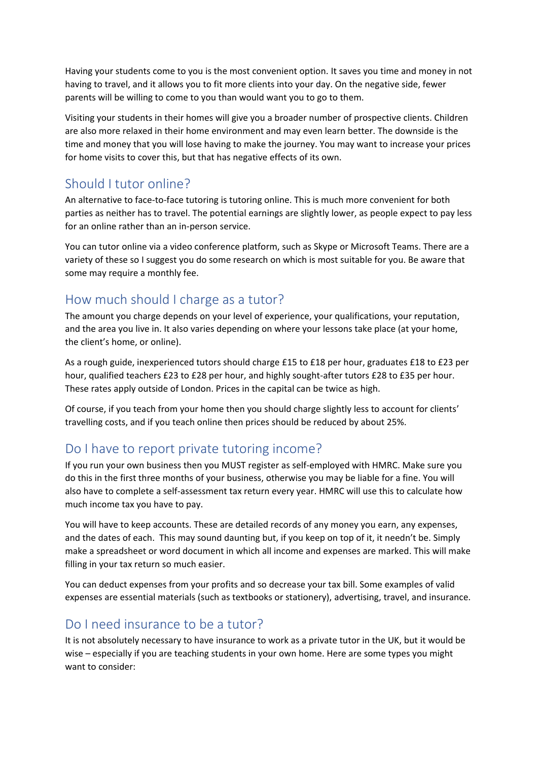Having your students come to you is the most convenient option. It saves you time and money in not having to travel, and it allows you to fit more clients into your day. On the negative side, fewer parents will be willing to come to you than would want you to go to them.

Visiting your students in their homes will give you a broader number of prospective clients. Children are also more relaxed in their home environment and may even learn better. The downside is the time and money that you will lose having to make the journey. You may want to increase your prices for home visits to cover this, but that has negative effects of its own.

## Should I tutor online?

An alternative to face-to-face tutoring is tutoring online. This is much more convenient for both parties as neither has to travel. The potential earnings are slightly lower, as people expect to pay less for an online rather than an in-person service.

You can tutor online via a video conference platform, such as Skype or Microsoft Teams. There are a variety of these so I suggest you do some research on which is most suitable for you. Be aware that some may require a monthly fee.

## How much should I charge as a tutor?

The amount you charge depends on your level of experience, your qualifications, your reputation, and the area you live in. It also varies depending on where your lessons take place (at your home, the client's home, or online).

As a rough guide, inexperienced tutors should charge £15 to £18 per hour, graduates £18 to £23 per hour, qualified teachers £23 to £28 per hour, and highly sought-after tutors £28 to £35 per hour. These rates apply outside of London. Prices in the capital can be twice as high.

Of course, if you teach from your home then you should charge slightly less to account for clients' travelling costs, and if you teach online then prices should be reduced by about 25%.

## Do I have to report private tutoring income?

If you run your own business then you MUST register as self-employed with HMRC. Make sure you do this in the first three months of your business, otherwise you may be liable for a fine. You will also have to complete a self-assessment tax return every year. HMRC will use this to calculate how much income tax you have to pay.

You will have to keep accounts. These are detailed records of any money you earn, any expenses, and the dates of each. This may sound daunting but, if you keep on top of it, it needn't be. Simply make a spreadsheet or word document in which all income and expenses are marked. This will make filling in your tax return so much easier.

You can deduct expenses from your profits and so decrease your tax bill. Some examples of valid expenses are essential materials (such as textbooks or stationery), advertising, travel, and insurance.

## Do I need insurance to be a tutor?

It is not absolutely necessary to have insurance to work as a private tutor in the UK, but it would be wise – especially if you are teaching students in your own home. Here are some types you might want to consider: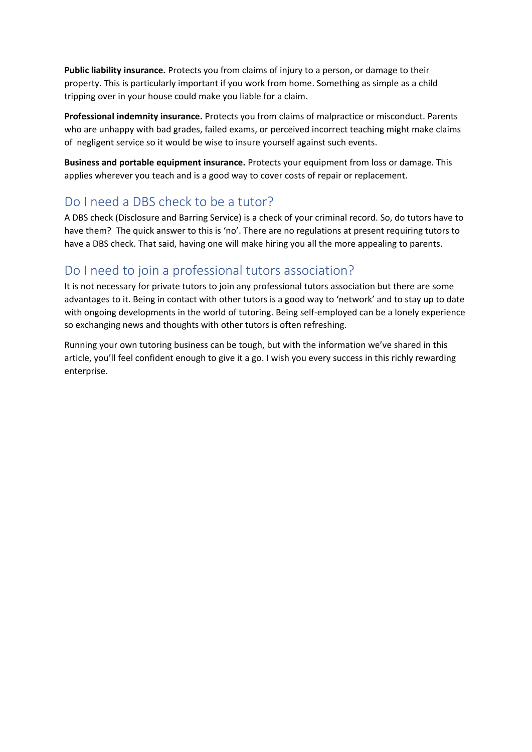**Public liability insurance.** Protects you from claims of injury to a person, or damage to their property. This is particularly important if you work from home. Something as simple as a child tripping over in your house could make you liable for a claim.

**Professional indemnity insurance.** Protects you from claims of malpractice or misconduct. Parents who are unhappy with bad grades, failed exams, or perceived incorrect teaching might make claims of negligent service so it would be wise to insure yourself against such events.

**Business and portable equipment insurance.** Protects your equipment from loss or damage. This applies wherever you teach and is a good way to cover costs of repair or replacement.

## Do I need a DBS check to be a tutor?

A DBS check (Disclosure and Barring Service) is a check of your criminal record. So, do tutors have to have them? The quick answer to this is 'no'. There are no regulations at present requiring tutors to have a DBS check. That said, having one will make hiring you all the more appealing to parents.

## Do I need to join a professional tutors association?

It is not necessary for private tutors to join any professional tutors association but there are some advantages to it. Being in contact with other tutors is a good way to 'network' and to stay up to date with ongoing developments in the world of tutoring. Being self-employed can be a lonely experience so exchanging news and thoughts with other tutors is often refreshing.

Running your own tutoring business can be tough, but with the information we've shared in this article, you'll feel confident enough to give it a go. I wish you every success in this richly rewarding enterprise.